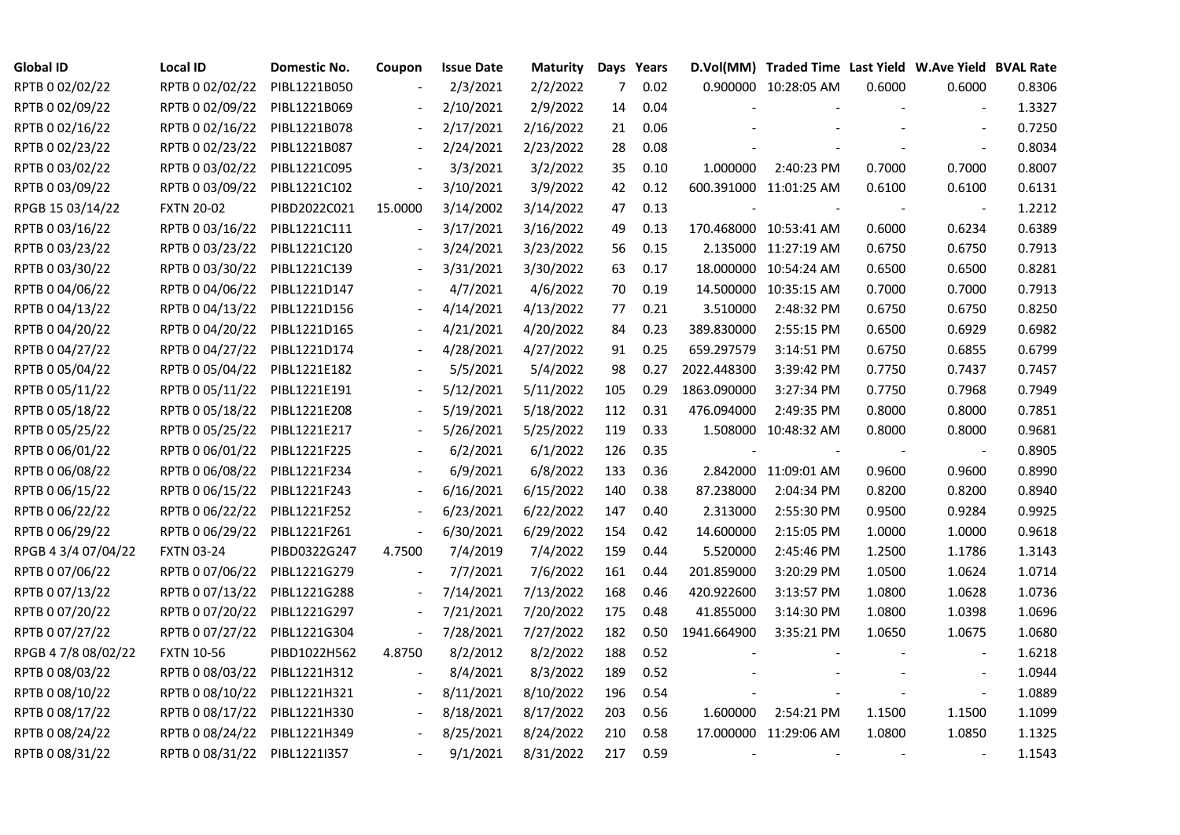| Global ID | Local ID | Domestic No. | Coupon | Issue Date | Maturity | Days | Years | D.Vol(MM) | Traded Time | Last Yield | W.Ave Yield | BVAL Rate |
|---|---|---|---|---|---|---|---|---|---|---|---|---|
| RPTB 0 02/02/22 | RPTB 0 02/02/22 | PIBL1221B050 | - | 2/3/2021 | 2/2/2022 | 7 | 0.02 | 0.900000 | 10:28:05 AM | 0.6000 | 0.6000 | 0.8306 |
| RPTB 0 02/09/22 | RPTB 0 02/09/22 | PIBL1221B069 | - | 2/10/2021 | 2/9/2022 | 14 | 0.04 | - | - | - | - | 1.3327 |
| RPTB 0 02/16/22 | RPTB 0 02/16/22 | PIBL1221B078 | - | 2/17/2021 | 2/16/2022 | 21 | 0.06 | - | - | - | - | 0.7250 |
| RPTB 0 02/23/22 | RPTB 0 02/23/22 | PIBL1221B087 | - | 2/24/2021 | 2/23/2022 | 28 | 0.08 | - | - | - | - | 0.8034 |
| RPTB 0 03/02/22 | RPTB 0 03/02/22 | PIBL1221C095 | - | 3/3/2021 | 3/2/2022 | 35 | 0.10 | 1.000000 | 2:40:23 PM | 0.7000 | 0.7000 | 0.8007 |
| RPTB 0 03/09/22 | RPTB 0 03/09/22 | PIBL1221C102 | - | 3/10/2021 | 3/9/2022 | 42 | 0.12 | 600.391000 | 11:01:25 AM | 0.6100 | 0.6100 | 0.6131 |
| RPGB 15 03/14/22 | FXTN 20-02 | PIBD2022C021 | 15.0000 | 3/14/2002 | 3/14/2022 | 47 | 0.13 | - | - | - | - | 1.2212 |
| RPTB 0 03/16/22 | RPTB 0 03/16/22 | PIBL1221C111 | - | 3/17/2021 | 3/16/2022 | 49 | 0.13 | 170.468000 | 10:53:41 AM | 0.6000 | 0.6234 | 0.6389 |
| RPTB 0 03/23/22 | RPTB 0 03/23/22 | PIBL1221C120 | - | 3/24/2021 | 3/23/2022 | 56 | 0.15 | 2.135000 | 11:27:19 AM | 0.6750 | 0.6750 | 0.7913 |
| RPTB 0 03/30/22 | RPTB 0 03/30/22 | PIBL1221C139 | - | 3/31/2021 | 3/30/2022 | 63 | 0.17 | 18.000000 | 10:54:24 AM | 0.6500 | 0.6500 | 0.8281 |
| RPTB 0 04/06/22 | RPTB 0 04/06/22 | PIBL1221D147 | - | 4/7/2021 | 4/6/2022 | 70 | 0.19 | 14.500000 | 10:35:15 AM | 0.7000 | 0.7000 | 0.7913 |
| RPTB 0 04/13/22 | RPTB 0 04/13/22 | PIBL1221D156 | - | 4/14/2021 | 4/13/2022 | 77 | 0.21 | 3.510000 | 2:48:32 PM | 0.6750 | 0.6750 | 0.8250 |
| RPTB 0 04/20/22 | RPTB 0 04/20/22 | PIBL1221D165 | - | 4/21/2021 | 4/20/2022 | 84 | 0.23 | 389.830000 | 2:55:15 PM | 0.6500 | 0.6929 | 0.6982 |
| RPTB 0 04/27/22 | RPTB 0 04/27/22 | PIBL1221D174 | - | 4/28/2021 | 4/27/2022 | 91 | 0.25 | 659.297579 | 3:14:51 PM | 0.6750 | 0.6855 | 0.6799 |
| RPTB 0 05/04/22 | RPTB 0 05/04/22 | PIBL1221E182 | - | 5/5/2021 | 5/4/2022 | 98 | 0.27 | 2022.448300 | 3:39:42 PM | 0.7750 | 0.7437 | 0.7457 |
| RPTB 0 05/11/22 | RPTB 0 05/11/22 | PIBL1221E191 | - | 5/12/2021 | 5/11/2022 | 105 | 0.29 | 1863.090000 | 3:27:34 PM | 0.7750 | 0.7968 | 0.7949 |
| RPTB 0 05/18/22 | RPTB 0 05/18/22 | PIBL1221E208 | - | 5/19/2021 | 5/18/2022 | 112 | 0.31 | 476.094000 | 2:49:35 PM | 0.8000 | 0.8000 | 0.7851 |
| RPTB 0 05/25/22 | RPTB 0 05/25/22 | PIBL1221E217 | - | 5/26/2021 | 5/25/2022 | 119 | 0.33 | 1.508000 | 10:48:32 AM | 0.8000 | 0.8000 | 0.9681 |
| RPTB 0 06/01/22 | RPTB 0 06/01/22 | PIBL1221F225 | - | 6/2/2021 | 6/1/2022 | 126 | 0.35 | - | - | - | - | 0.8905 |
| RPTB 0 06/08/22 | RPTB 0 06/08/22 | PIBL1221F234 | - | 6/9/2021 | 6/8/2022 | 133 | 0.36 | 2.842000 | 11:09:01 AM | 0.9600 | 0.9600 | 0.8990 |
| RPTB 0 06/15/22 | RPTB 0 06/15/22 | PIBL1221F243 | - | 6/16/2021 | 6/15/2022 | 140 | 0.38 | 87.238000 | 2:04:34 PM | 0.8200 | 0.8200 | 0.8940 |
| RPTB 0 06/22/22 | RPTB 0 06/22/22 | PIBL1221F252 | - | 6/23/2021 | 6/22/2022 | 147 | 0.40 | 2.313000 | 2:55:30 PM | 0.9500 | 0.9284 | 0.9925 |
| RPTB 0 06/29/22 | RPTB 0 06/29/22 | PIBL1221F261 | - | 6/30/2021 | 6/29/2022 | 154 | 0.42 | 14.600000 | 2:15:05 PM | 1.0000 | 1.0000 | 0.9618 |
| RPGB 4 3/4 07/04/22 | FXTN 03-24 | PIBD0322G247 | 4.7500 | 7/4/2019 | 7/4/2022 | 159 | 0.44 | 5.520000 | 2:45:46 PM | 1.2500 | 1.1786 | 1.3143 |
| RPTB 0 07/06/22 | RPTB 0 07/06/22 | PIBL1221G279 | - | 7/7/2021 | 7/6/2022 | 161 | 0.44 | 201.859000 | 3:20:29 PM | 1.0500 | 1.0624 | 1.0714 |
| RPTB 0 07/13/22 | RPTB 0 07/13/22 | PIBL1221G288 | - | 7/14/2021 | 7/13/2022 | 168 | 0.46 | 420.922600 | 3:13:57 PM | 1.0800 | 1.0628 | 1.0736 |
| RPTB 0 07/20/22 | RPTB 0 07/20/22 | PIBL1221G297 | - | 7/21/2021 | 7/20/2022 | 175 | 0.48 | 41.855000 | 3:14:30 PM | 1.0800 | 1.0398 | 1.0696 |
| RPTB 0 07/27/22 | RPTB 0 07/27/22 | PIBL1221G304 | - | 7/28/2021 | 7/27/2022 | 182 | 0.50 | 1941.664900 | 3:35:21 PM | 1.0650 | 1.0675 | 1.0680 |
| RPGB 4 7/8 08/02/22 | FXTN 10-56 | PIBD1022H562 | 4.8750 | 8/2/2012 | 8/2/2022 | 188 | 0.52 | - | - | - | - | 1.6218 |
| RPTB 0 08/03/22 | RPTB 0 08/03/22 | PIBL1221H312 | - | 8/4/2021 | 8/3/2022 | 189 | 0.52 | - | - | - | - | 1.0944 |
| RPTB 0 08/10/22 | RPTB 0 08/10/22 | PIBL1221H321 | - | 8/11/2021 | 8/10/2022 | 196 | 0.54 | - | - | - | - | 1.0889 |
| RPTB 0 08/17/22 | RPTB 0 08/17/22 | PIBL1221H330 | - | 8/18/2021 | 8/17/2022 | 203 | 0.56 | 1.600000 | 2:54:21 PM | 1.1500 | 1.1500 | 1.1099 |
| RPTB 0 08/24/22 | RPTB 0 08/24/22 | PIBL1221H349 | - | 8/25/2021 | 8/24/2022 | 210 | 0.58 | 17.000000 | 11:29:06 AM | 1.0800 | 1.0850 | 1.1325 |
| RPTB 0 08/31/22 | RPTB 0 08/31/22 | PIBL1221I357 | - | 9/1/2021 | 8/31/2022 | 217 | 0.59 | - | - | - | - | 1.1543 |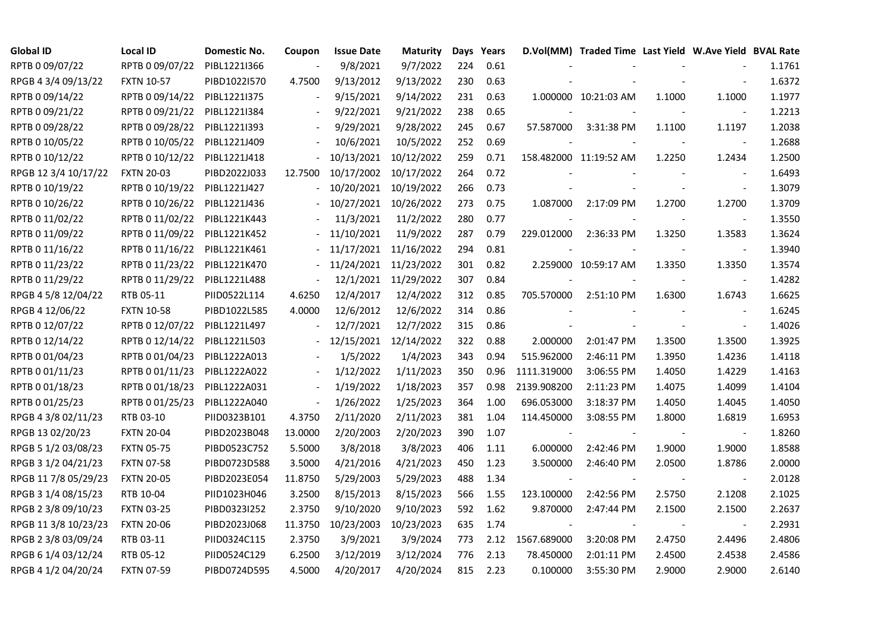| Global ID | Local ID | Domestic No. | Coupon | Issue Date | Maturity | Days | Years | D.Vol(MM) | Traded Time | Last Yield | W.Ave Yield | BVAL Rate |
|---|---|---|---|---|---|---|---|---|---|---|---|---|
| RPTB 0 09/07/22 | RPTB 0 09/07/22 | PIBL1221I366 | - | 9/8/2021 | 9/7/2022 | 224 | 0.61 | - | - | - | - | 1.1761 |
| RPGB 4 3/4 09/13/22 | FXTN 10-57 | PIBD1022I570 | 4.7500 | 9/13/2012 | 9/13/2022 | 230 | 0.63 | - | - | - | - | 1.6372 |
| RPTB 0 09/14/22 | RPTB 0 09/14/22 | PIBL1221I375 | - | 9/15/2021 | 9/14/2022 | 231 | 0.63 | 1.000000 | 10:21:03 AM | 1.1000 | 1.1000 | 1.1977 |
| RPTB 0 09/21/22 | RPTB 0 09/21/22 | PIBL1221I384 | - | 9/22/2021 | 9/21/2022 | 238 | 0.65 | - | - | - | - | 1.2213 |
| RPTB 0 09/28/22 | RPTB 0 09/28/22 | PIBL1221I393 | - | 9/29/2021 | 9/28/2022 | 245 | 0.67 | 57.587000 | 3:31:38 PM | 1.1100 | 1.1197 | 1.2038 |
| RPTB 0 10/05/22 | RPTB 0 10/05/22 | PIBL1221J409 | - | 10/6/2021 | 10/5/2022 | 252 | 0.69 | - | - | - | - | 1.2688 |
| RPTB 0 10/12/22 | RPTB 0 10/12/22 | PIBL1221J418 | - | 10/13/2021 | 10/12/2022 | 259 | 0.71 | 158.482000 | 11:19:52 AM | 1.2250 | 1.2434 | 1.2500 |
| RPGB 12 3/4 10/17/22 | FXTN 20-03 | PIBD2022J033 | 12.7500 | 10/17/2002 | 10/17/2022 | 264 | 0.72 | - | - | - | - | 1.6493 |
| RPTB 0 10/19/22 | RPTB 0 10/19/22 | PIBL1221J427 | - | 10/20/2021 | 10/19/2022 | 266 | 0.73 | - | - | - | - | 1.3079 |
| RPTB 0 10/26/22 | RPTB 0 10/26/22 | PIBL1221J436 | - | 10/27/2021 | 10/26/2022 | 273 | 0.75 | 1.087000 | 2:17:09 PM | 1.2700 | 1.2700 | 1.3709 |
| RPTB 0 11/02/22 | RPTB 0 11/02/22 | PIBL1221K443 | - | 11/3/2021 | 11/2/2022 | 280 | 0.77 | - | - | - | - | 1.3550 |
| RPTB 0 11/09/22 | RPTB 0 11/09/22 | PIBL1221K452 | - | 11/10/2021 | 11/9/2022 | 287 | 0.79 | 229.012000 | 2:36:33 PM | 1.3250 | 1.3583 | 1.3624 |
| RPTB 0 11/16/22 | RPTB 0 11/16/22 | PIBL1221K461 | - | 11/17/2021 | 11/16/2022 | 294 | 0.81 | - | - | - | - | 1.3940 |
| RPTB 0 11/23/22 | RPTB 0 11/23/22 | PIBL1221K470 | - | 11/24/2021 | 11/23/2022 | 301 | 0.82 | 2.259000 | 10:59:17 AM | 1.3350 | 1.3350 | 1.3574 |
| RPTB 0 11/29/22 | RPTB 0 11/29/22 | PIBL1221L488 | - | 12/1/2021 | 11/29/2022 | 307 | 0.84 | - | - | - | - | 1.4282 |
| RPGB 4 5/8 12/04/22 | RTB 05-11 | PIID0522L114 | 4.6250 | 12/4/2017 | 12/4/2022 | 312 | 0.85 | 705.570000 | 2:51:10 PM | 1.6300 | 1.6743 | 1.6625 |
| RPGB 4 12/06/22 | FXTN 10-58 | PIBD1022L585 | 4.0000 | 12/6/2012 | 12/6/2022 | 314 | 0.86 | - | - | - | - | 1.6245 |
| RPTB 0 12/07/22 | RPTB 0 12/07/22 | PIBL1221L497 | - | 12/7/2021 | 12/7/2022 | 315 | 0.86 | - | - | - | - | 1.4026 |
| RPTB 0 12/14/22 | RPTB 0 12/14/22 | PIBL1221L503 | - | 12/15/2021 | 12/14/2022 | 322 | 0.88 | 2.000000 | 2:01:47 PM | 1.3500 | 1.3500 | 1.3925 |
| RPTB 0 01/04/23 | RPTB 0 01/04/23 | PIBL1222A013 | - | 1/5/2022 | 1/4/2023 | 343 | 0.94 | 515.962000 | 2:46:11 PM | 1.3950 | 1.4236 | 1.4118 |
| RPTB 0 01/11/23 | RPTB 0 01/11/23 | PIBL1222A022 | - | 1/12/2022 | 1/11/2023 | 350 | 0.96 | 1111.319000 | 3:06:55 PM | 1.4050 | 1.4229 | 1.4163 |
| RPTB 0 01/18/23 | RPTB 0 01/18/23 | PIBL1222A031 | - | 1/19/2022 | 1/18/2023 | 357 | 0.98 | 2139.908200 | 2:11:23 PM | 1.4075 | 1.4099 | 1.4104 |
| RPTB 0 01/25/23 | RPTB 0 01/25/23 | PIBL1222A040 | - | 1/26/2022 | 1/25/2023 | 364 | 1.00 | 696.053000 | 3:18:37 PM | 1.4050 | 1.4045 | 1.4050 |
| RPGB 4 3/8 02/11/23 | RTB 03-10 | PIID0323B101 | 4.3750 | 2/11/2020 | 2/11/2023 | 381 | 1.04 | 114.450000 | 3:08:55 PM | 1.8000 | 1.6819 | 1.6953 |
| RPGB 13 02/20/23 | FXTN 20-04 | PIBD2023B048 | 13.0000 | 2/20/2003 | 2/20/2023 | 390 | 1.07 | - | - | - | - | 1.8260 |
| RPGB 5 1/2 03/08/23 | FXTN 05-75 | PIBD0523C752 | 5.5000 | 3/8/2018 | 3/8/2023 | 406 | 1.11 | 6.000000 | 2:42:46 PM | 1.9000 | 1.9000 | 1.8588 |
| RPGB 3 1/2 04/21/23 | FXTN 07-58 | PIBD0723D588 | 3.5000 | 4/21/2016 | 4/21/2023 | 450 | 1.23 | 3.500000 | 2:46:40 PM | 2.0500 | 1.8786 | 2.0000 |
| RPGB 11 7/8 05/29/23 | FXTN 20-05 | PIBD2023E054 | 11.8750 | 5/29/2003 | 5/29/2023 | 488 | 1.34 | - | - | - | - | 2.0128 |
| RPGB 3 1/4 08/15/23 | RTB 10-04 | PIID1023H046 | 3.2500 | 8/15/2013 | 8/15/2023 | 566 | 1.55 | 123.100000 | 2:42:56 PM | 2.5750 | 2.1208 | 2.1025 |
| RPGB 2 3/8 09/10/23 | FXTN 03-25 | PIBD0323I252 | 2.3750 | 9/10/2020 | 9/10/2023 | 592 | 1.62 | 9.870000 | 2:47:44 PM | 2.1500 | 2.1500 | 2.2637 |
| RPGB 11 3/8 10/23/23 | FXTN 20-06 | PIBD2023J068 | 11.3750 | 10/23/2003 | 10/23/2023 | 635 | 1.74 | - | - | - | - | 2.2931 |
| RPGB 2 3/8 03/09/24 | RTB 03-11 | PIID0324C115 | 2.3750 | 3/9/2021 | 3/9/2024 | 773 | 2.12 | 1567.689000 | 3:20:08 PM | 2.4750 | 2.4496 | 2.4806 |
| RPGB 6 1/4 03/12/24 | RTB 05-12 | PIID0524C129 | 6.2500 | 3/12/2019 | 3/12/2024 | 776 | 2.13 | 78.450000 | 2:01:11 PM | 2.4500 | 2.4538 | 2.4586 |
| RPGB 4 1/2 04/20/24 | FXTN 07-59 | PIBD0724D595 | 4.5000 | 4/20/2017 | 4/20/2024 | 815 | 2.23 | 0.100000 | 3:55:30 PM | 2.9000 | 2.9000 | 2.6140 |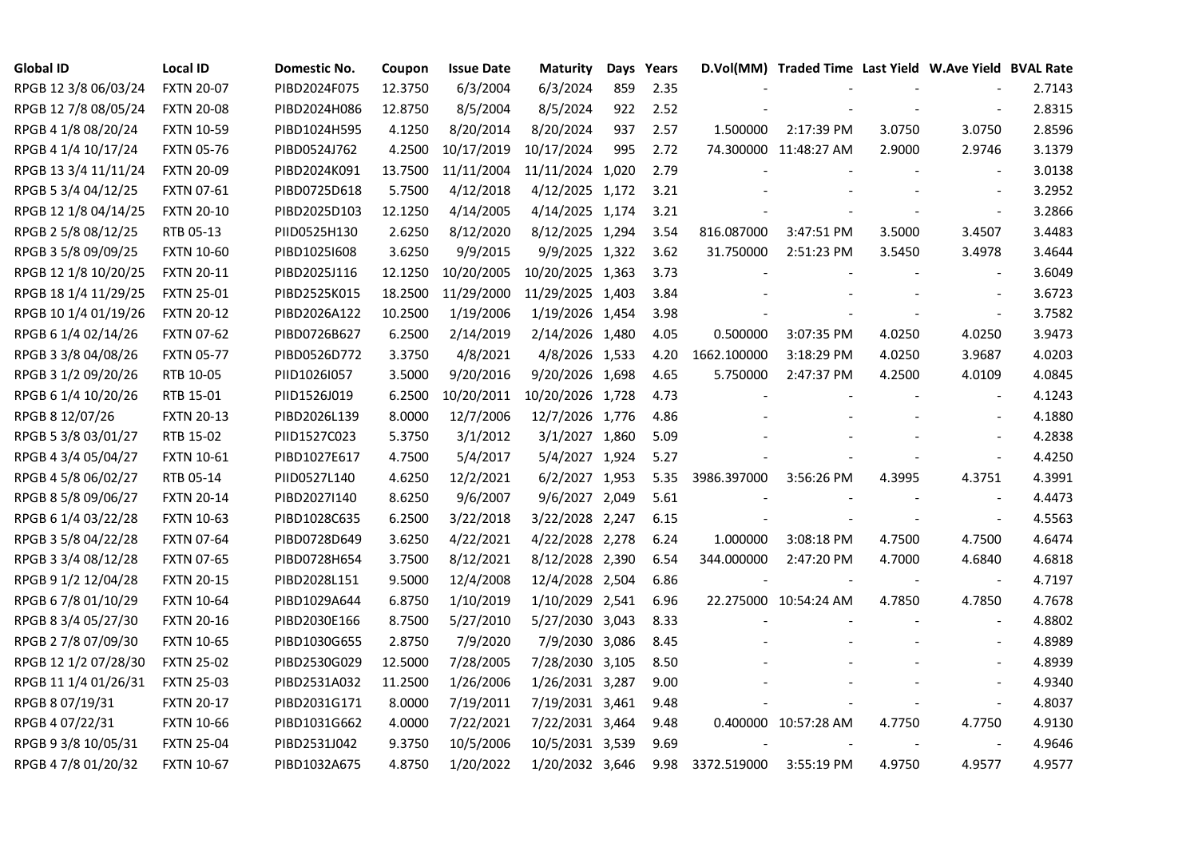| Global ID | Local ID | Domestic No. | Coupon | Issue Date | Maturity | Days | Years | D.Vol(MM) | Traded Time | Last Yield | W.Ave Yield | BVAL Rate |
|---|---|---|---|---|---|---|---|---|---|---|---|---|
| RPGB 12 3/8 06/03/24 | FXTN 20-07 | PIBD2024F075 | 12.3750 | 6/3/2004 | 6/3/2024 | 859 | 2.35 | - | - | - | - | 2.7143 |
| RPGB 12 7/8 08/05/24 | FXTN 20-08 | PIBD2024H086 | 12.8750 | 8/5/2004 | 8/5/2024 | 922 | 2.52 | - | - | - | - | 2.8315 |
| RPGB 4 1/8 08/20/24 | FXTN 10-59 | PIBD1024H595 | 4.1250 | 8/20/2014 | 8/20/2024 | 937 | 2.57 | 1.500000 | 2:17:39 PM | 3.0750 | 3.0750 | 2.8596 |
| RPGB 4 1/4 10/17/24 | FXTN 05-76 | PIBD0524J762 | 4.2500 | 10/17/2019 | 10/17/2024 | 995 | 2.72 | 74.300000 | 11:48:27 AM | 2.9000 | 2.9746 | 3.1379 |
| RPGB 13 3/4 11/11/24 | FXTN 20-09 | PIBD2024K091 | 13.7500 | 11/11/2004 | 11/11/2024 | 1,020 | 2.79 | - | - | - | - | 3.0138 |
| RPGB 5 3/4 04/12/25 | FXTN 07-61 | PIBD0725D618 | 5.7500 | 4/12/2018 | 4/12/2025 | 1,172 | 3.21 | - | - | - | - | 3.2952 |
| RPGB 12 1/8 04/14/25 | FXTN 20-10 | PIBD2025D103 | 12.1250 | 4/14/2005 | 4/14/2025 | 1,174 | 3.21 | - | - | - | - | 3.2866 |
| RPGB 2 5/8 08/12/25 | RTB 05-13 | PIID0525H130 | 2.6250 | 8/12/2020 | 8/12/2025 | 1,294 | 3.54 | 816.087000 | 3:47:51 PM | 3.5000 | 3.4507 | 3.4483 |
| RPGB 3 5/8 09/09/25 | FXTN 10-60 | PIBD1025I608 | 3.6250 | 9/9/2015 | 9/9/2025 | 1,322 | 3.62 | 31.750000 | 2:51:23 PM | 3.5450 | 3.4978 | 3.4644 |
| RPGB 12 1/8 10/20/25 | FXTN 20-11 | PIBD2025J116 | 12.1250 | 10/20/2005 | 10/20/2025 | 1,363 | 3.73 | - | - | - | - | 3.6049 |
| RPGB 18 1/4 11/29/25 | FXTN 25-01 | PIBD2525K015 | 18.2500 | 11/29/2000 | 11/29/2025 | 1,403 | 3.84 | - | - | - | - | 3.6723 |
| RPGB 10 1/4 01/19/26 | FXTN 20-12 | PIBD2026A122 | 10.2500 | 1/19/2006 | 1/19/2026 | 1,454 | 3.98 | - | - | - | - | 3.7582 |
| RPGB 6 1/4 02/14/26 | FXTN 07-62 | PIBD0726B627 | 6.2500 | 2/14/2019 | 2/14/2026 | 1,480 | 4.05 | 0.500000 | 3:07:35 PM | 4.0250 | 4.0250 | 3.9473 |
| RPGB 3 3/8 04/08/26 | FXTN 05-77 | PIBD0526D772 | 3.3750 | 4/8/2021 | 4/8/2026 | 1,533 | 4.20 | 1662.100000 | 3:18:29 PM | 4.0250 | 3.9687 | 4.0203 |
| RPGB 3 1/2 09/20/26 | RTB 10-05 | PIID1026I057 | 3.5000 | 9/20/2016 | 9/20/2026 | 1,698 | 4.65 | 5.750000 | 2:47:37 PM | 4.2500 | 4.0109 | 4.0845 |
| RPGB 6 1/4 10/20/26 | RTB 15-01 | PIID1526J019 | 6.2500 | 10/20/2011 | 10/20/2026 | 1,728 | 4.73 | - | - | - | - | 4.1243 |
| RPGB 8 12/07/26 | FXTN 20-13 | PIBD2026L139 | 8.0000 | 12/7/2006 | 12/7/2026 | 1,776 | 4.86 | - | - | - | - | 4.1880 |
| RPGB 5 3/8 03/01/27 | RTB 15-02 | PIID1527C023 | 5.3750 | 3/1/2012 | 3/1/2027 | 1,860 | 5.09 | - | - | - | - | 4.2838 |
| RPGB 4 3/4 05/04/27 | FXTN 10-61 | PIBD1027E617 | 4.7500 | 5/4/2017 | 5/4/2027 | 1,924 | 5.27 | - | - | - | - | 4.4250 |
| RPGB 4 5/8 06/02/27 | RTB 05-14 | PIID0527L140 | 4.6250 | 12/2/2021 | 6/2/2027 | 1,953 | 5.35 | 3986.397000 | 3:56:26 PM | 4.3995 | 4.3751 | 4.3991 |
| RPGB 8 5/8 09/06/27 | FXTN 20-14 | PIBD2027I140 | 8.6250 | 9/6/2007 | 9/6/2027 | 2,049 | 5.61 | - | - | - | - | 4.4473 |
| RPGB 6 1/4 03/22/28 | FXTN 10-63 | PIBD1028C635 | 6.2500 | 3/22/2018 | 3/22/2028 | 2,247 | 6.15 | - | - | - | - | 4.5563 |
| RPGB 3 5/8 04/22/28 | FXTN 07-64 | PIBD0728D649 | 3.6250 | 4/22/2021 | 4/22/2028 | 2,278 | 6.24 | 1.000000 | 3:08:18 PM | 4.7500 | 4.7500 | 4.6474 |
| RPGB 3 3/4 08/12/28 | FXTN 07-65 | PIBD0728H654 | 3.7500 | 8/12/2021 | 8/12/2028 | 2,390 | 6.54 | 344.000000 | 2:47:20 PM | 4.7000 | 4.6840 | 4.6818 |
| RPGB 9 1/2 12/04/28 | FXTN 20-15 | PIBD2028L151 | 9.5000 | 12/4/2008 | 12/4/2028 | 2,504 | 6.86 | - | - | - | - | 4.7197 |
| RPGB 6 7/8 01/10/29 | FXTN 10-64 | PIBD1029A644 | 6.8750 | 1/10/2019 | 1/10/2029 | 2,541 | 6.96 | 22.275000 | 10:54:24 AM | 4.7850 | 4.7850 | 4.7678 |
| RPGB 8 3/4 05/27/30 | FXTN 20-16 | PIBD2030E166 | 8.7500 | 5/27/2010 | 5/27/2030 | 3,043 | 8.33 | - | - | - | - | 4.8802 |
| RPGB 2 7/8 07/09/30 | FXTN 10-65 | PIBD1030G655 | 2.8750 | 7/9/2020 | 7/9/2030 | 3,086 | 8.45 | - | - | - | - | 4.8989 |
| RPGB 12 1/2 07/28/30 | FXTN 25-02 | PIBD2530G029 | 12.5000 | 7/28/2005 | 7/28/2030 | 3,105 | 8.50 | - | - | - | - | 4.8939 |
| RPGB 11 1/4 01/26/31 | FXTN 25-03 | PIBD2531A032 | 11.2500 | 1/26/2006 | 1/26/2031 | 3,287 | 9.00 | - | - | - | - | 4.9340 |
| RPGB 8 07/19/31 | FXTN 20-17 | PIBD2031G171 | 8.0000 | 7/19/2011 | 7/19/2031 | 3,461 | 9.48 | - | - | - | - | 4.8037 |
| RPGB 4 07/22/31 | FXTN 10-66 | PIBD1031G662 | 4.0000 | 7/22/2021 | 7/22/2031 | 3,464 | 9.48 | 0.400000 | 10:57:28 AM | 4.7750 | 4.7750 | 4.9130 |
| RPGB 9 3/8 10/05/31 | FXTN 25-04 | PIBD2531J042 | 9.3750 | 10/5/2006 | 10/5/2031 | 3,539 | 9.69 | - | - | - | - | 4.9646 |
| RPGB 4 7/8 01/20/32 | FXTN 10-67 | PIBD1032A675 | 4.8750 | 1/20/2022 | 1/20/2032 | 3,646 | 9.98 | 3372.519000 | 3:55:19 PM | 4.9750 | 4.9577 | 4.9577 |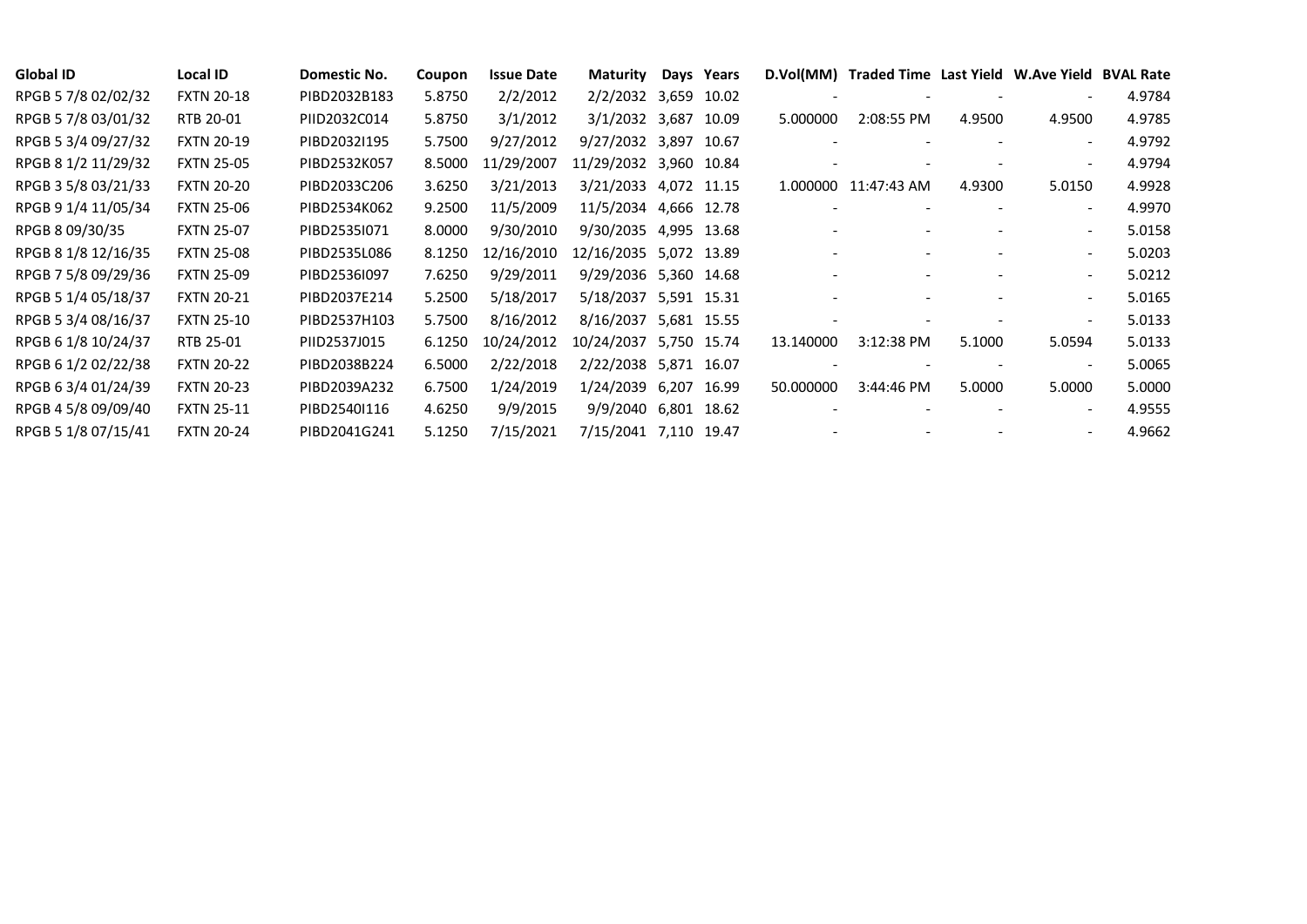| Global ID | Local ID | Domestic No. | Coupon | Issue Date | Maturity | Days | Years | D.Vol(MM) | Traded Time | Last Yield | W.Ave Yield | BVAL Rate |
|---|---|---|---|---|---|---|---|---|---|---|---|---|
| RPGB 5 7/8 02/02/32 | FXTN 20-18 | PIBD2032B183 | 5.8750 | 2/2/2012 | 2/2/2032 | 3,659 | 10.02 | - | - | - | - | 4.9784 |
| RPGB 5 7/8 03/01/32 | RTB 20-01 | PIID2032C014 | 5.8750 | 3/1/2012 | 3/1/2032 | 3,687 | 10.09 | 5.000000 | 2:08:55 PM | 4.9500 | 4.9500 | 4.9785 |
| RPGB 5 3/4 09/27/32 | FXTN 20-19 | PIBD2032I195 | 5.7500 | 9/27/2012 | 9/27/2032 | 3,897 | 10.67 | - | - | - | - | 4.9792 |
| RPGB 8 1/2 11/29/32 | FXTN 25-05 | PIBD2532K057 | 8.5000 | 11/29/2007 | 11/29/2032 | 3,960 | 10.84 | - | - | - | - | 4.9794 |
| RPGB 3 5/8 03/21/33 | FXTN 20-20 | PIBD2033C206 | 3.6250 | 3/21/2013 | 3/21/2033 | 4,072 | 11.15 | 1.000000 | 11:47:43 AM | 4.9300 | 5.0150 | 4.9928 |
| RPGB 9 1/4 11/05/34 | FXTN 25-06 | PIBD2534K062 | 9.2500 | 11/5/2009 | 11/5/2034 | 4,666 | 12.78 | - | - | - | - | 4.9970 |
| RPGB 8 09/30/35 | FXTN 25-07 | PIBD2535I071 | 8.0000 | 9/30/2010 | 9/30/2035 | 4,995 | 13.68 | - | - | - | - | 5.0158 |
| RPGB 8 1/8 12/16/35 | FXTN 25-08 | PIBD2535L086 | 8.1250 | 12/16/2010 | 12/16/2035 | 5,072 | 13.89 | - | - | - | - | 5.0203 |
| RPGB 7 5/8 09/29/36 | FXTN 25-09 | PIBD2536I097 | 7.6250 | 9/29/2011 | 9/29/2036 | 5,360 | 14.68 | - | - | - | - | 5.0212 |
| RPGB 5 1/4 05/18/37 | FXTN 20-21 | PIBD2037E214 | 5.2500 | 5/18/2017 | 5/18/2037 | 5,591 | 15.31 | - | - | - | - | 5.0165 |
| RPGB 5 3/4 08/16/37 | FXTN 25-10 | PIBD2537H103 | 5.7500 | 8/16/2012 | 8/16/2037 | 5,681 | 15.55 | - | - | - | - | 5.0133 |
| RPGB 6 1/8 10/24/37 | RTB 25-01 | PIID2537J015 | 6.1250 | 10/24/2012 | 10/24/2037 | 5,750 | 15.74 | 13.140000 | 3:12:38 PM | 5.1000 | 5.0594 | 5.0133 |
| RPGB 6 1/2 02/22/38 | FXTN 20-22 | PIBD2038B224 | 6.5000 | 2/22/2018 | 2/22/2038 | 5,871 | 16.07 | - | - | - | - | 5.0065 |
| RPGB 6 3/4 01/24/39 | FXTN 20-23 | PIBD2039A232 | 6.7500 | 1/24/2019 | 1/24/2039 | 6,207 | 16.99 | 50.000000 | 3:44:46 PM | 5.0000 | 5.0000 | 5.0000 |
| RPGB 4 5/8 09/09/40 | FXTN 25-11 | PIBD2540I116 | 4.6250 | 9/9/2015 | 9/9/2040 | 6,801 | 18.62 | - | - | - | - | 4.9555 |
| RPGB 5 1/8 07/15/41 | FXTN 20-24 | PIBD2041G241 | 5.1250 | 7/15/2021 | 7/15/2041 | 7,110 | 19.47 | - | - | - | - | 4.9662 |